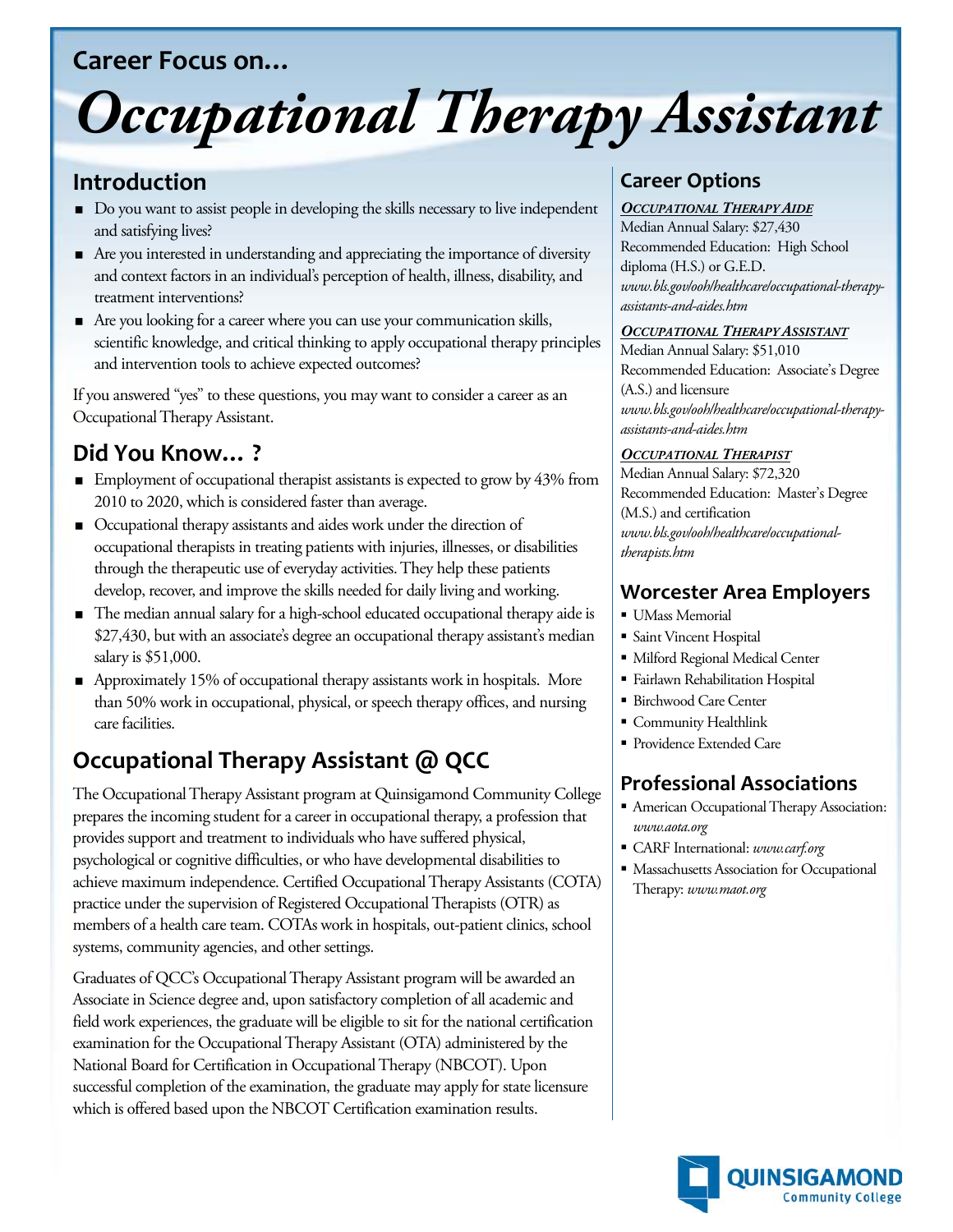Career Focus on...

# Occupational Therapy Assistant

## Introduction

- Do you want to assist people in developing the skills necessary to live independent and satisfying lives?
- Are you interested in understanding and appreciating the importance of diversity and context factors in an individual's perception of health, illness, disability, and treatment interventions?
- Are you looking for a career where you can use your communication skills, scientific knowledge, and critical thinking to apply occupational therapy principles and intervention tools to achieve expected outcomes?

If you answered "yes" to these questions, you may want to consider a career as an Occupational Therapy Assistant.

## Did You Know... ?

- Employment of occupational therapist assistants is expected to grow by 43% from 2010 to 2020, which is considered faster than average.
- Occupational therapy assistants and aides work under the direction of occupational therapists in treating patients with injuries, illnesses, or disabilities through the therapeutic use of everyday activities. They help these patients develop, recover, and improve the skills needed for daily living and working.
- The median annual salary for a high-school educated occupational therapy aide is $27,430, but with an associate's degree an occupational therapy assistant's median salary is $51,000.
- Approximately 15% of occupational therapy assistants work in hospitals. More than 50% work in occupational, physical, or speech therapy offices, and nursing care facilities.

## Occupational Therapy Assistant @ QCC

The Occupational Therapy Assistant program at Quinsigamond Community College prepares the incoming student for a career in occupational therapy, a profession that provides support and treatment to individuals who have suffered physical, psychological or cognitive difficulties, or who have developmental disabilities to achieve maximum independence. Certified Occupational Therapy Assistants (COTA) practice under the supervision of Registered Occupational Therapists (OTR) as members of a health care team. COTAs work in hospitals, out-patient clinics, school systems, community agencies, and other settings.

Graduates of QCC's Occupational Therapy Assistant program will be awarded an Associate in Science degree and, upon satisfactory completion of all academic and field work experiences, the graduate will be eligible to sit for the national certification examination for the Occupational Therapy Assistant (OTA) administered by the National Board for Certification in Occupational Therapy (NBCOT). Upon successful completion of the examination, the graduate may apply for state licensure which is offered based upon the NBCOT Certification examination results.

## Career Options

***Occupational Therapy Aide***
Median Annual Salary: $27,430
Recommended Education: High School diploma (H.S.) or G.E.D.
*www.bls.gov/ooh/healthcare/occupational-therapy-assistants-and-aides.htm*

***Occupational Therapy Assistant***
Median Annual Salary: $51,010
Recommended Education: Associate's Degree (A.S.) and licensure
*www.bls.gov/ooh/healthcare/occupational-therapy-assistants-and-aides.htm*

***Occupational Therapist***
Median Annual Salary: $72,320
Recommended Education: Master's Degree (M.S.) and certification
*www.bls.gov/ooh/healthcare/occupational-therapists.htm*

## Worcester Area Employers

- UMass Memorial
- Saint Vincent Hospital
- Milford Regional Medical Center
- Fairlawn Rehabilitation Hospital
- Birchwood Care Center
- Community Healthlink
- Providence Extended Care

## Professional Associations

- American Occupational Therapy Association: *www.aota.org*
- CARF International: *www.carf.org*
- Massachusetts Association for Occupational Therapy: *www.maot.org*

QUINSIGAMOND Community College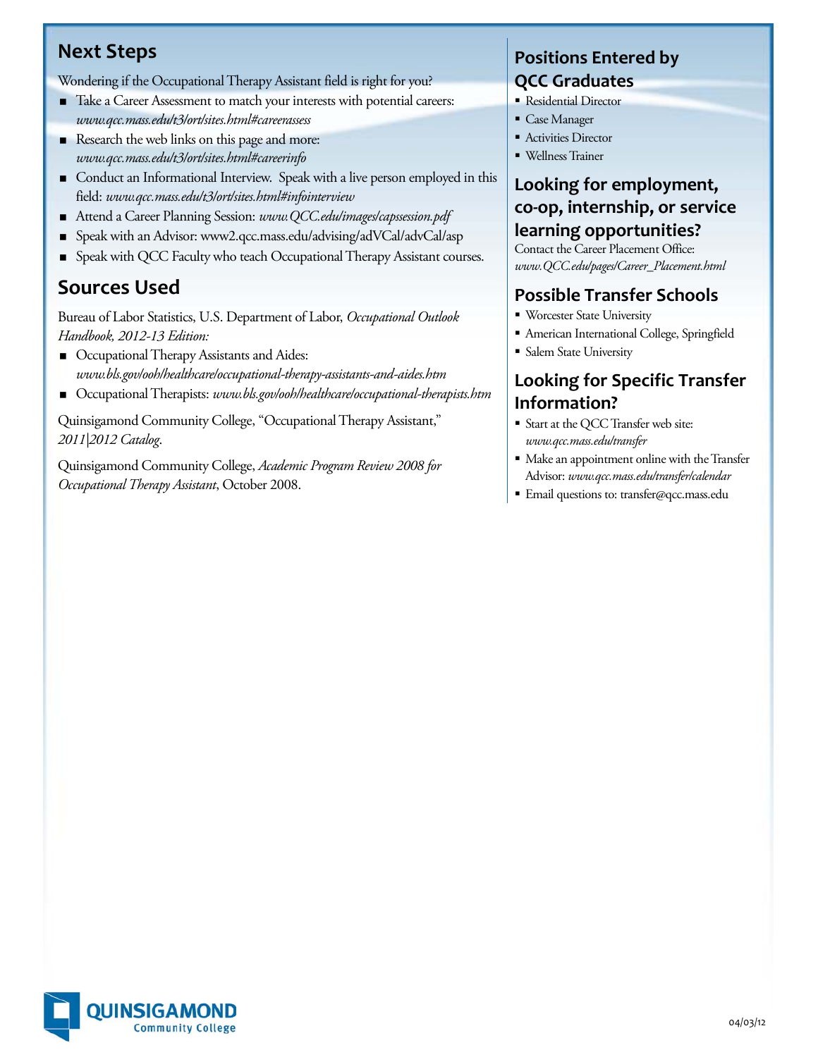## Next Steps

Wondering if the Occupational Therapy Assistant field is right for you?

- Take a Career Assessment to match your interests with potential careers: *www.qcc.mass.edu/t3/ort/sites.html#careerassess*
- Research the web links on this page and more: *www.qcc.mass.edu/t3/ort/sites.html#careerinfo*
- Conduct an Informational Interview. Speak with a live person employed in this field: *www.qcc.mass.edu/t3/ort/sites.html#infointerview*
- Attend a Career Planning Session: *www.QCC.edu/images/capssession.pdf*
- Speak with an Advisor: www2.qcc.mass.edu/advising/adVCal/advCal/asp
- Speak with QCC Faculty who teach Occupational Therapy Assistant courses.

## Sources Used

Bureau of Labor Statistics, U.S. Department of Labor, *Occupational Outlook Handbook, 2012-13 Edition:*

- Occupational Therapy Assistants and Aides: *www.bls.gov/ooh/healthcare/occupational-therapy-assistants-and-aides.htm*
- Occupational Therapists: *www.bls.gov/ooh/healthcare/occupational-therapists.htm*

Quinsigamond Community College, "Occupational Therapy Assistant," *2011|2012 Catalog*.

Quinsigamond Community College, *Academic Program Review 2008 for Occupational Therapy Assistant*, October 2008.

## Positions Entered by QCC Graduates

- Residential Director
- Case Manager
- Activities Director
- Wellness Trainer

## Looking for employment, co-op, internship, or service learning opportunities?

Contact the Career Placement Office: *www.QCC.edu/pages/Career_Placement.html*

## Possible Transfer Schools

- Worcester State University
- American International College, Springfield
- Salem State University

## Looking for Specific Transfer Information?

- Start at the QCC Transfer web site: *www.qcc.mass.edu/transfer*
- Make an appointment online with the Transfer Advisor: *www.qcc.mass.edu/transfer/calendar*
- Email questions to: transfer@qcc.mass.edu

QUINSIGAMOND Community College

04/03/12